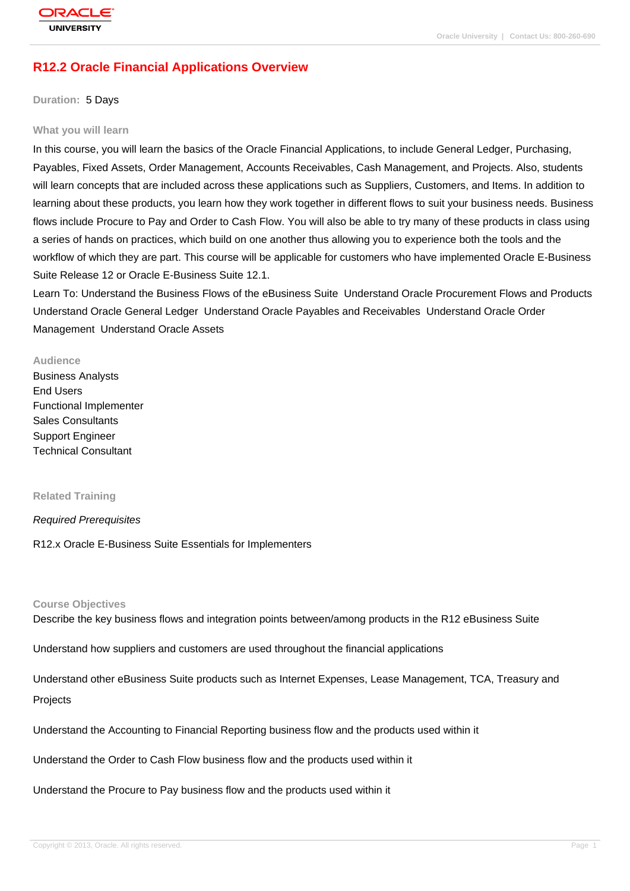# R12.2 Oracle Financial Applications Overview

**Duration:** 5 Days

### What you will learn

In this course, you will learn the basics of the Oracle Financial Applications, to include General Ledger, Purchasing, Payables, Fixed Assets, Order Management, Accounts Receivables, Cash Management, and Projects. Also, students will learn concepts that are included across these applications such as Suppliers, Customers, and Items. In addition to learning about these products, you learn how they work together in different flows to suit your business needs. Business flows include Procure to Pay and Order to Cash Flow. You will also be able to try many of these products in class using a series of hands on practices, which build on one another thus allowing you to experience both the tools and the workflow of which they are part. This course will be applicable for customers who have implemented Oracle E-Business Suite Release 12 or Oracle E-Business Suite 12.1.

Learn To: Understand the Business Flows of the eBusiness Suite  Understand Oracle Procurement Flows and Products  Understand Oracle General Ledger  Understand Oracle Payables and Receivables  Understand Oracle Order Management  Understand Oracle Assets

### Audience

Business Analysts
End Users
Functional Implementer
Sales Consultants
Support Engineer
Technical Consultant

### Related Training

*Required Prerequisites*

R12.x Oracle E-Business Suite Essentials for Implementers

### Course Objectives

Describe the key business flows and integration points between/among products in the R12 eBusiness Suite

Understand how suppliers and customers are used throughout the financial applications

Understand other eBusiness Suite products such as Internet Expenses, Lease Management, TCA, Treasury and Projects

Understand the Accounting to Financial Reporting business flow and the products used within it

Understand the Order to Cash Flow business flow and the products used within it

Understand the Procure to Pay business flow and the products used within it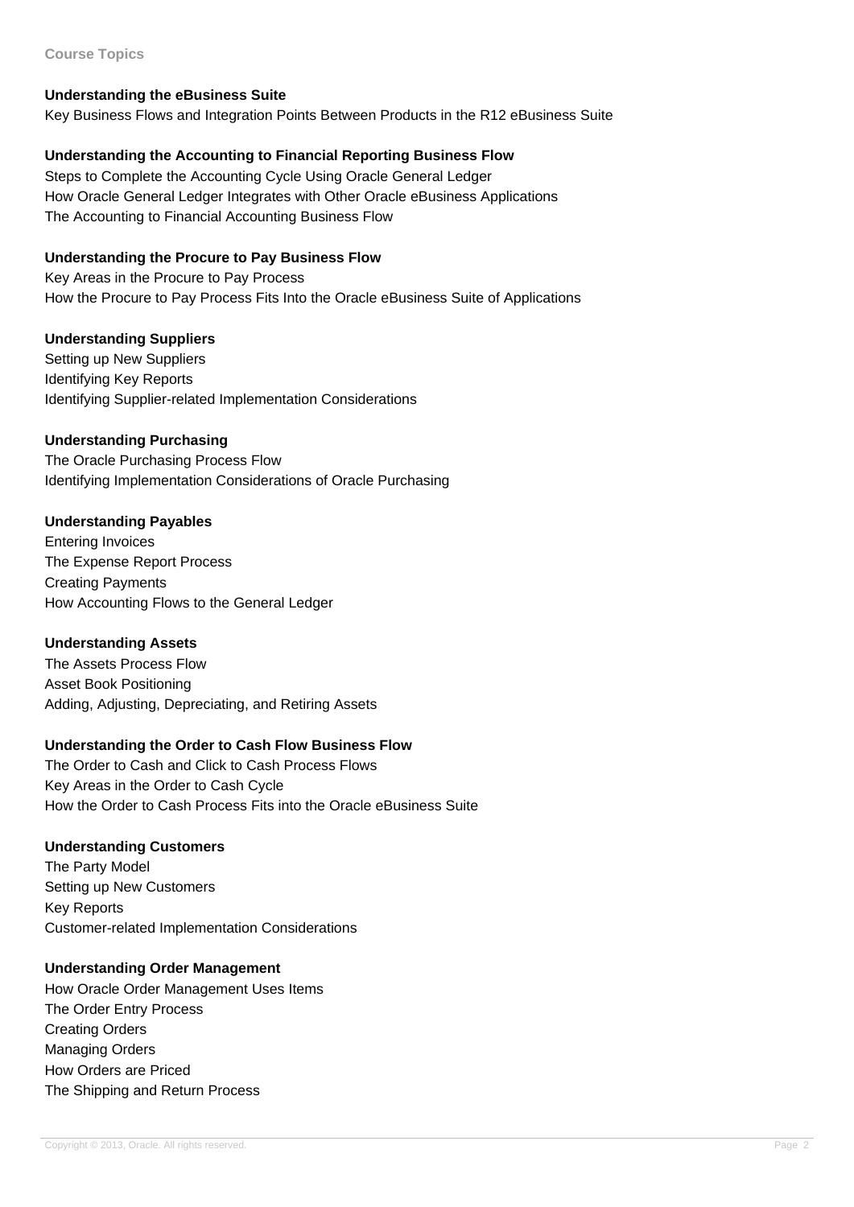## Course Topics

### Understanding the eBusiness Suite

Key Business Flows and Integration Points Between Products in the R12 eBusiness Suite

### Understanding the Accounting to Financial Reporting Business Flow

Steps to Complete the Accounting Cycle Using Oracle General Ledger
How Oracle General Ledger Integrates with Other Oracle eBusiness Applications
The Accounting to Financial Accounting Business Flow

### Understanding the Procure to Pay Business Flow

Key Areas in the Procure to Pay Process
How the Procure to Pay Process Fits Into the Oracle eBusiness Suite of Applications

### Understanding Suppliers

Setting up New Suppliers
Identifying Key Reports
Identifying Supplier-related Implementation Considerations

### Understanding Purchasing

The Oracle Purchasing Process Flow
Identifying Implementation Considerations of Oracle Purchasing

### Understanding Payables

Entering Invoices
The Expense Report Process
Creating Payments
How Accounting Flows to the General Ledger

### Understanding Assets

The Assets Process Flow
Asset Book Positioning
Adding, Adjusting, Depreciating, and Retiring Assets

### Understanding the Order to Cash Flow Business Flow

The Order to Cash and Click to Cash Process Flows
Key Areas in the Order to Cash Cycle
How the Order to Cash Process Fits into the Oracle eBusiness Suite

### Understanding Customers

The Party Model
Setting up New Customers
Key Reports
Customer-related Implementation Considerations

### Understanding Order Management

How Oracle Order Management Uses Items
The Order Entry Process
Creating Orders
Managing Orders
How Orders are Priced
The Shipping and Return Process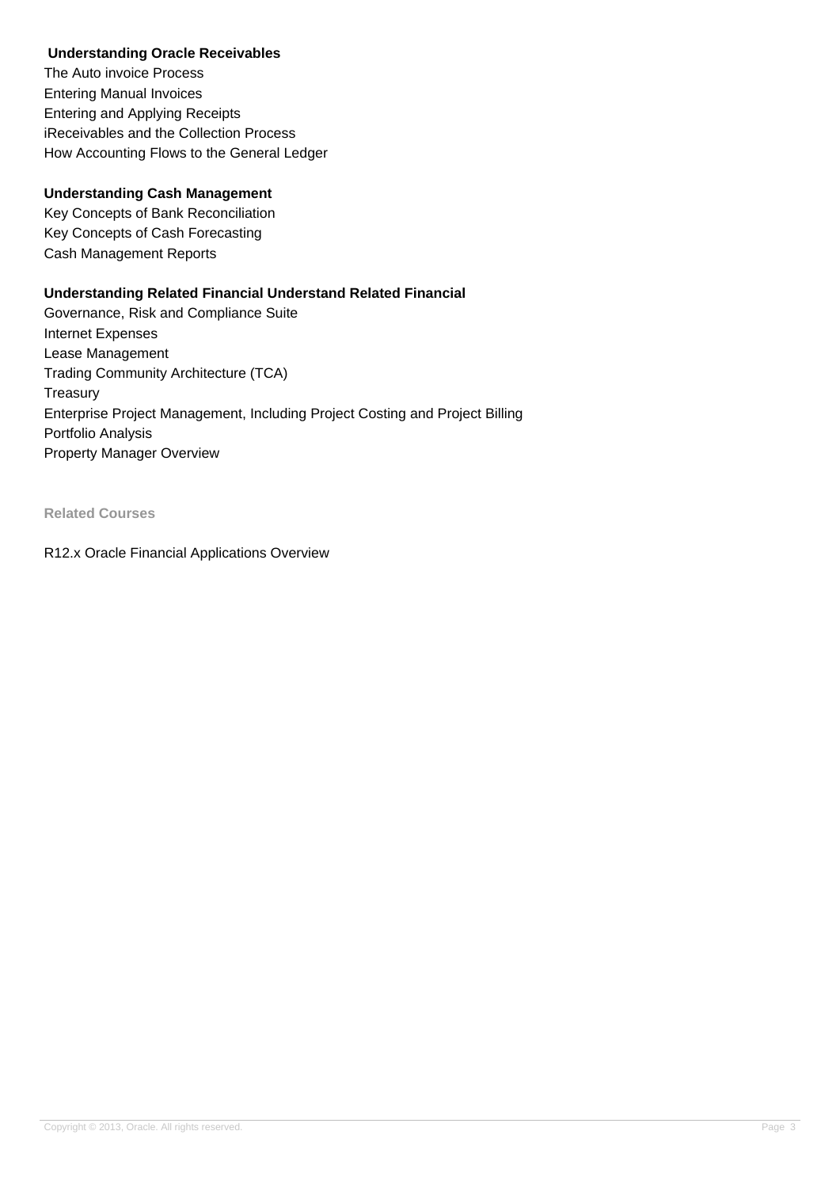**Understanding Oracle Receivables**

The Auto invoice Process
Entering Manual Invoices
Entering and Applying Receipts
iReceivables and the Collection Process
How Accounting Flows to the General Ledger

**Understanding Cash Management**

Key Concepts of Bank Reconciliation
Key Concepts of Cash Forecasting
Cash Management Reports

**Understanding Related Financial Understand Related Financial**

Governance, Risk and Compliance Suite
Internet Expenses
Lease Management
Trading Community Architecture (TCA)
Treasury
Enterprise Project Management, Including Project Costing and Project Billing
Portfolio Analysis
Property Manager Overview

**Related Courses**

R12.x Oracle Financial Applications Overview